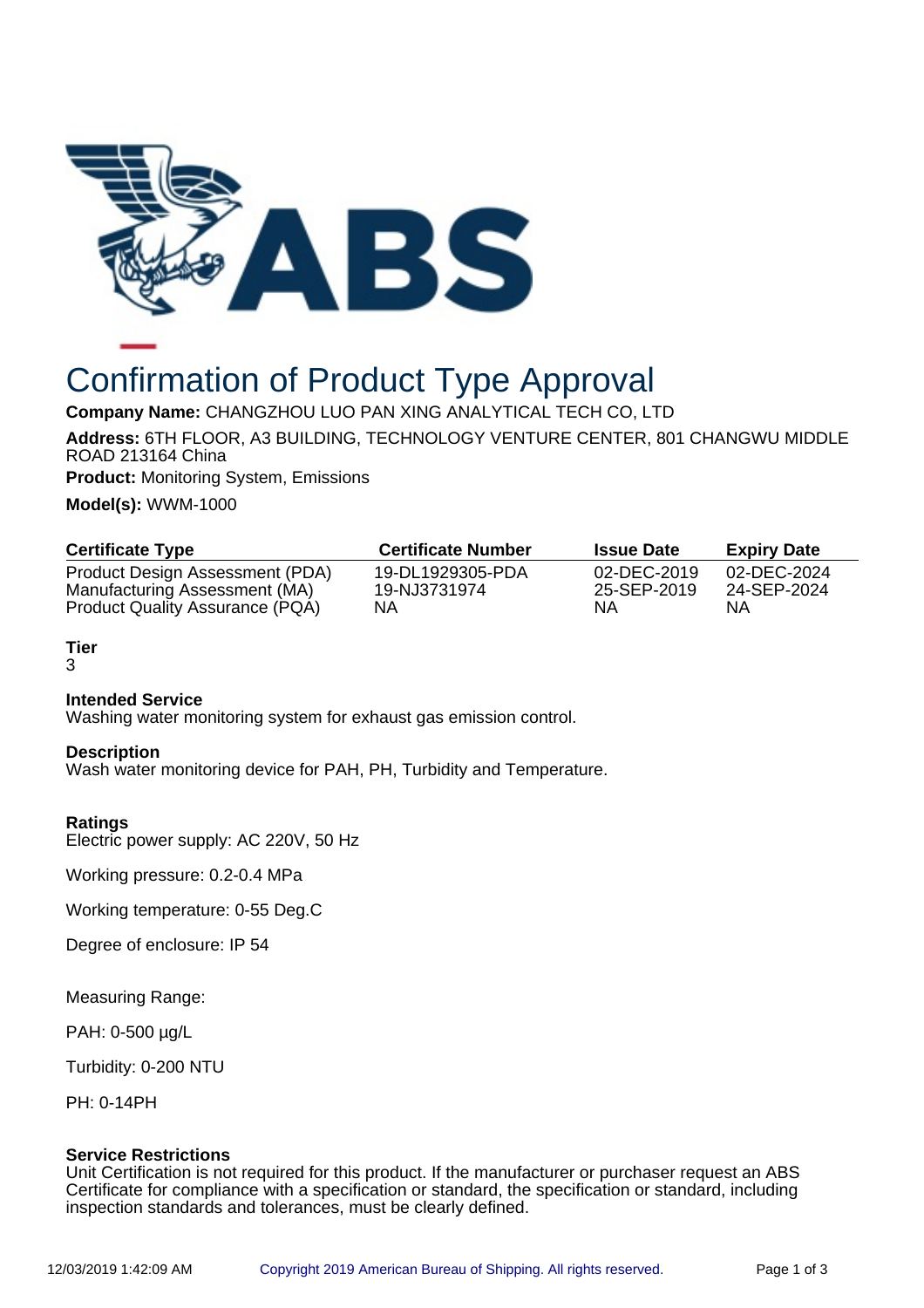# Confirmation of Product Type Approval

**Company Name:** CHANGZHOU LUO PAN XING ANALYTICAL TECH CO, LTD

**Address:** 6TH FLOOR, A3 BUILDING, TECHNOLOGY VENTURE CENTER, 801 CHANGWU MIDDLE ROAD 213164 China

**Product:** Monitoring System, Emissions

**Model(s):** WWM-1000

| Certificate Type | Certificate Number | Issue Date | Expiry Date |
|---|---|---|---|
| Product Design Assessment (PDA) | 19-DL1929305-PDA | 02-DEC-2019 | 02-DEC-2024 |
| Manufacturing Assessment (MA) | 19-NJ3731974 | 25-SEP-2019 | 24-SEP-2024 |
| Product Quality Assurance (PQA) | NA | NA | NA |

**Tier**
3

**Intended Service**
Washing water monitoring system for exhaust gas emission control.

**Description**
Wash water monitoring device for PAH, PH, Turbidity and Temperature.

**Ratings**
Electric power supply: AC 220V, 50 Hz

Working pressure: 0.2-0.4 MPa

Working temperature: 0-55 Deg.C

Degree of enclosure: IP 54

Measuring Range:

PAH: 0-500 µg/L

Turbidity: 0-200 NTU

PH: 0-14PH

**Service Restrictions**
Unit Certification is not required for this product. If the manufacturer or purchaser request an ABS Certificate for compliance with a specification or standard, the specification or standard, including inspection standards and tolerances, must be clearly defined.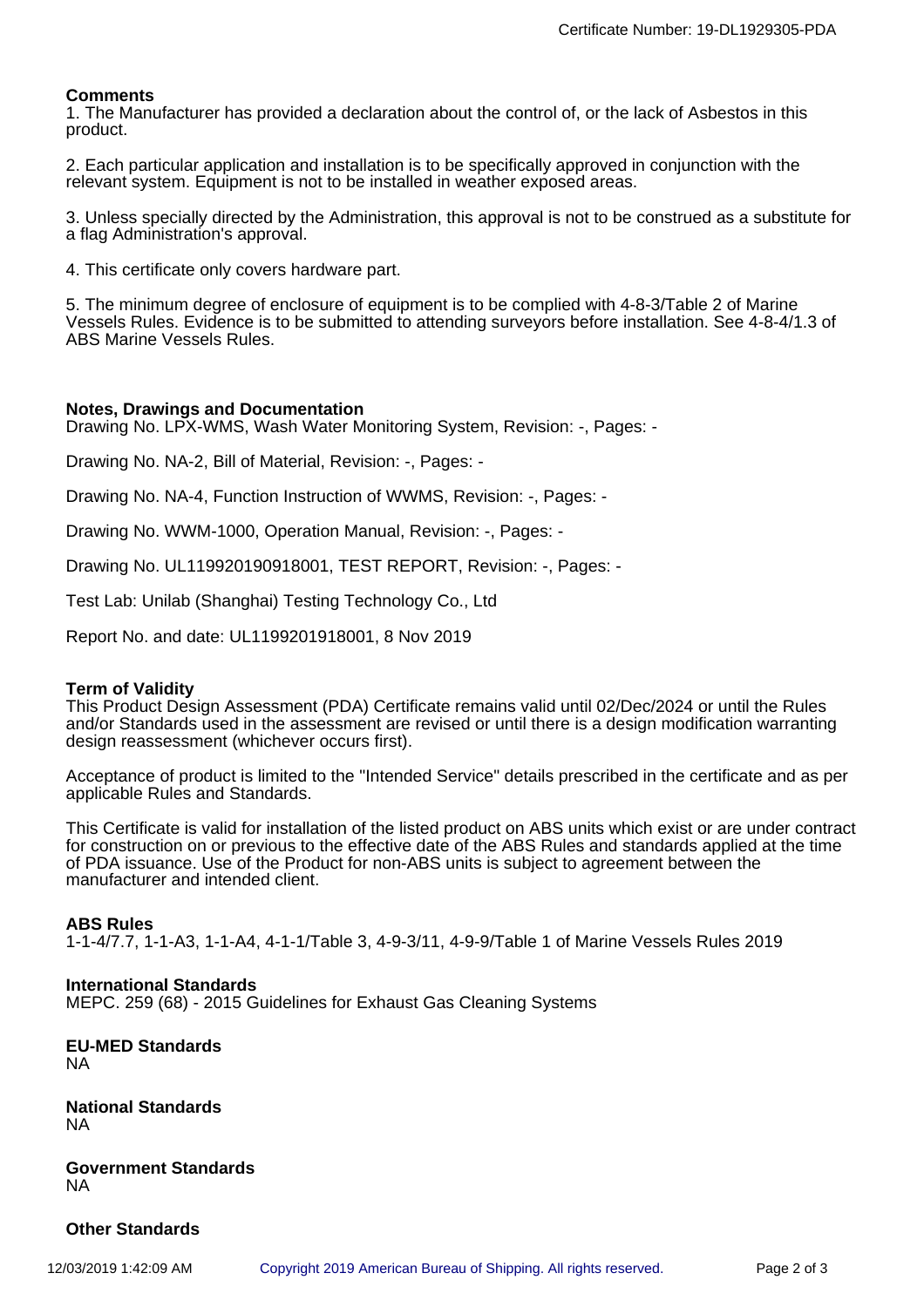### Comments

1. The Manufacturer has provided a declaration about the control of, or the lack of Asbestos in this product.

2. Each particular application and installation is to be specifically approved in conjunction with the relevant system. Equipment is not to be installed in weather exposed areas.

3. Unless specially directed by the Administration, this approval is not to be construed as a substitute for a flag Administration's approval.

4. This certificate only covers hardware part.

5. The minimum degree of enclosure of equipment is to be complied with 4-8-3/Table 2 of Marine Vessels Rules. Evidence is to be submitted to attending surveyors before installation. See 4-8-4/1.3 of ABS Marine Vessels Rules.

### Notes, Drawings and Documentation

Drawing No. LPX-WMS, Wash Water Monitoring System, Revision: -, Pages: -

Drawing No. NA-2, Bill of Material, Revision: -, Pages: -

Drawing No. NA-4, Function Instruction of WWMS, Revision: -, Pages: -

Drawing No. WWM-1000, Operation Manual, Revision: -, Pages: -

Drawing No. UL119920190918001, TEST REPORT, Revision: -, Pages: -

Test Lab: Unilab (Shanghai) Testing Technology Co., Ltd

Report No. and date: UL1199201918001, 8 Nov 2019

### Term of Validity

This Product Design Assessment (PDA) Certificate remains valid until 02/Dec/2024 or until the Rules and/or Standards used in the assessment are revised or until there is a design modification warranting design reassessment (whichever occurs first).

Acceptance of product is limited to the "Intended Service" details prescribed in the certificate and as per applicable Rules and Standards.

This Certificate is valid for installation of the listed product on ABS units which exist or are under contract for construction on or previous to the effective date of the ABS Rules and standards applied at the time of PDA issuance. Use of the Product for non-ABS units is subject to agreement between the manufacturer and intended client.

### ABS Rules

1-1-4/7.7, 1-1-A3, 1-1-A4, 4-1-1/Table 3, 4-9-3/11, 4-9-9/Table 1 of Marine Vessels Rules 2019

### International Standards

MEPC. 259 (68) - 2015 Guidelines for Exhaust Gas Cleaning Systems

### EU-MED Standards

NA

### National Standards

NA

### Government Standards

NA

### Other Standards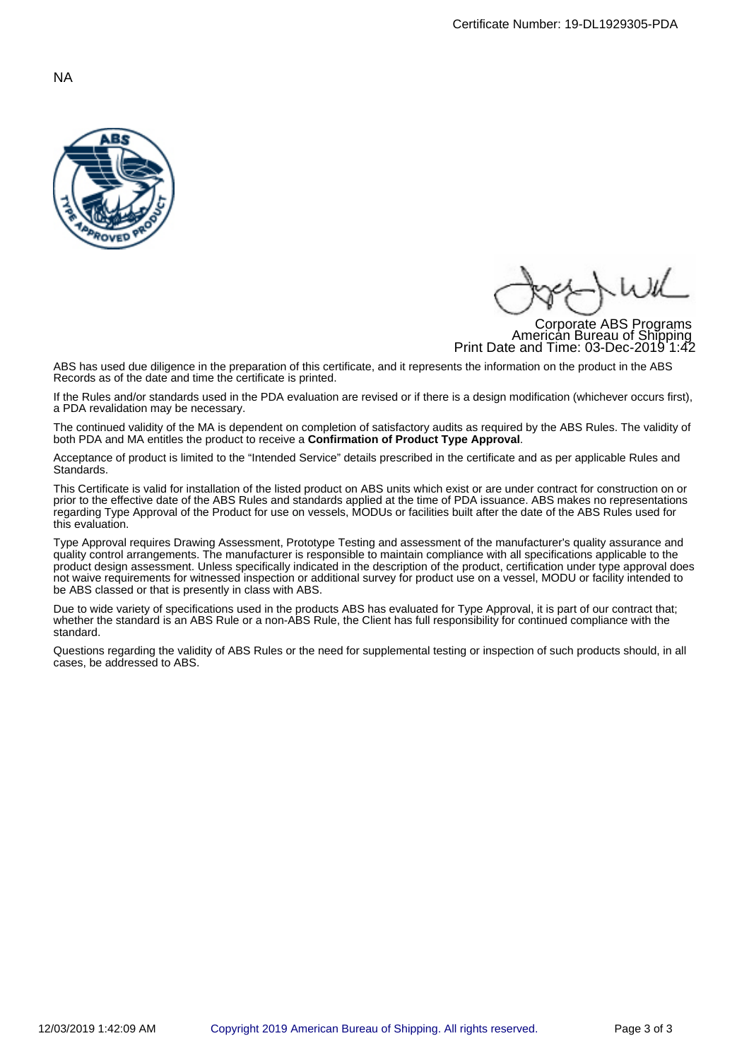Certificate Number: 19-DL1929305-PDA

NA

Corporate ABS Programs
American Bureau of Shipping
Print Date and Time: 03-Dec-2019 1:42

ABS has used due diligence in the preparation of this certificate, and it represents the information on the product in the ABS Records as of the date and time the certificate is printed.

If the Rules and/or standards used in the PDA evaluation are revised or if there is a design modification (whichever occurs first), a PDA revalidation may be necessary.

The continued validity of the MA is dependent on completion of satisfactory audits as required by the ABS Rules. The validity of both PDA and MA entitles the product to receive a **Confirmation of Product Type Approval**.

Acceptance of product is limited to the "Intended Service" details prescribed in the certificate and as per applicable Rules and Standards.

This Certificate is valid for installation of the listed product on ABS units which exist or are under contract for construction on or prior to the effective date of the ABS Rules and standards applied at the time of PDA issuance. ABS makes no representations regarding Type Approval of the Product for use on vessels, MODUs or facilities built after the date of the ABS Rules used for this evaluation.

Type Approval requires Drawing Assessment, Prototype Testing and assessment of the manufacturer's quality assurance and quality control arrangements. The manufacturer is responsible to maintain compliance with all specifications applicable to the product design assessment. Unless specifically indicated in the description of the product, certification under type approval does not waive requirements for witnessed inspection or additional survey for product use on a vessel, MODU or facility intended to be ABS classed or that is presently in class with ABS.

Due to wide variety of specifications used in the products ABS has evaluated for Type Approval, it is part of our contract that; whether the standard is an ABS Rule or a non-ABS Rule, the Client has full responsibility for continued compliance with the standard.

Questions regarding the validity of ABS Rules or the need for supplemental testing or inspection of such products should, in all cases, be addressed to ABS.

12/03/2019 1:42:09 AM Copyright 2019 American Bureau of Shipping. All rights reserved.